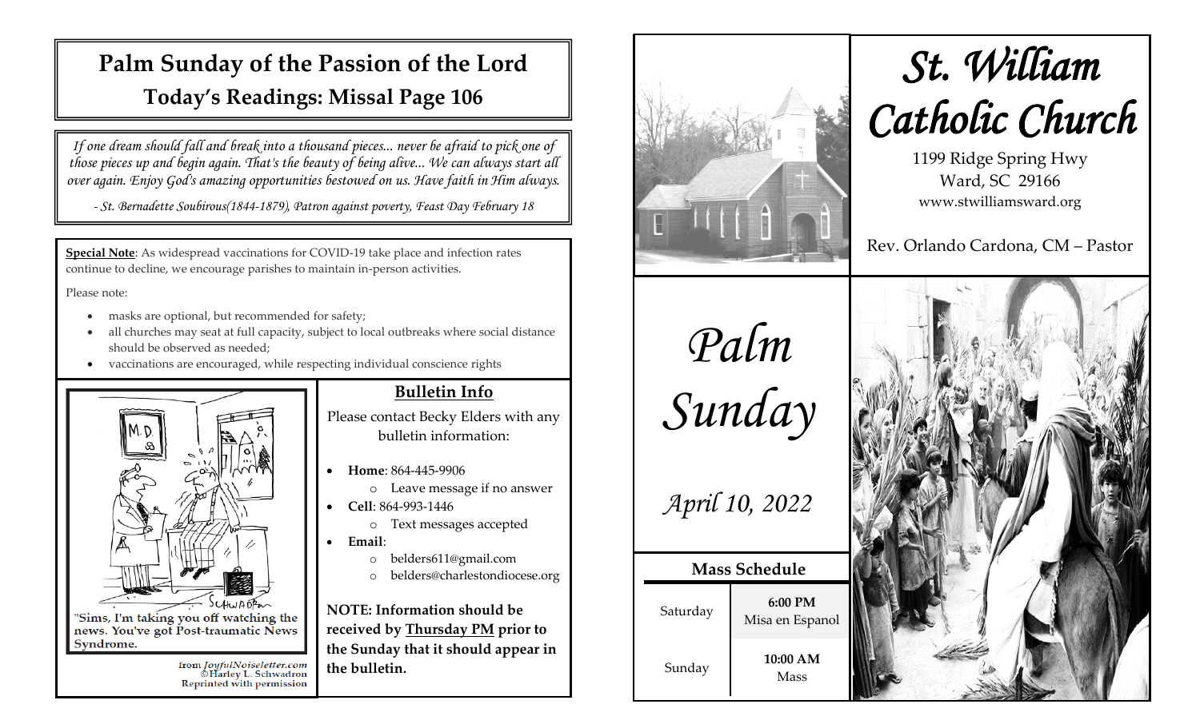# Palm Sunday of the Passion of the Lord

## Today's Readings: Missal Page 106

*If one dream should fall and break into a thousand pieces... never be afraid to pick one of those pieces up and begin again. That's the beauty of being alive... We can always start all over again. Enjoy God's amazing opportunities bestowed on us. Have faith in Him always.*

*- St. Bernadette Soubirous(1844-1879), Patron against poverty, Feast Day February 18*

**Special Note**: As widespread vaccinations for COVID-19 take place and infection rates continue to decline, we encourage parishes to maintain in-person activities.

Please note:

- masks are optional, but recommended for safety;
- all churches may seat at full capacity, subject to local outbreaks where social distance should be observed as needed;
- vaccinations are encouraged, while respecting individual conscience rights

"Sims, I'm taking you off watching the news. You've got Post-traumatic News Syndrome.

from JoyfulNoiseletter.com
©Harley L. Schwadron
Reprinted with permission

### Bulletin Info

Please contact Becky Elders with any bulletin information:

- **Home**: 864-445-9906
  - Leave message if no answer
- **Cell**: 864-993-1446
  - Text messages accepted
- **Email**:
  - belders611@gmail.com
  - belders@charlestondiocese.org

**NOTE: Information should be received by Thursday PM prior to the Sunday that it should appear in the bulletin.**

# St. William Catholic Church

1199 Ridge Spring Hwy
Ward, SC 29166
www.stwilliamsward.org

Rev. Orlando Cardona, CM – Pastor

# *Palm Sunday*

*April 10, 2022*

| Mass Schedule | |
|---|---|
| Saturday | **6:00 PM** Misa en Espanol |
| Sunday | **10:00 AM** Mass |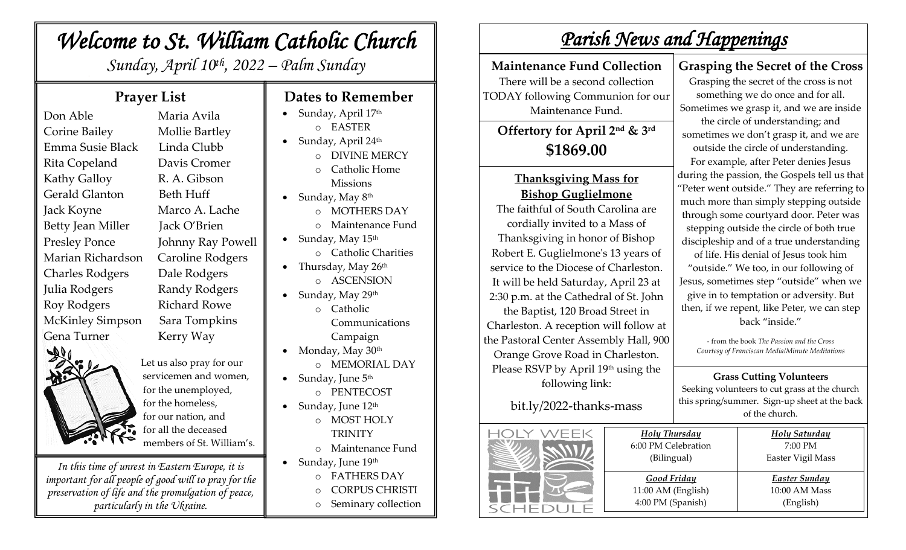# *Welcome to St. William Catholic Church*

*Sunday, April 10th, 2022 – Palm Sunday*

## Prayer List

| | |
|---|---|
| Don Able | Maria Avila |
| Corine Bailey | Mollie Bartley |
| Emma Susie Black | Linda Clubb |
| Rita Copeland | Davis Cromer |
| Kathy Galloy | R. A. Gibson |
| Gerald Glanton | Beth Huff |
| Jack Koyne | Marco A. Lache |
| Betty Jean Miller | Jack O'Brien |
| Presley Ponce | Johnny Ray Powell |
| Marian Richardson | Caroline Rodgers |
| Charles Rodgers | Dale Rodgers |
| Julia Rodgers | Randy Rodgers |
| Roy Rodgers | Richard Rowe |
| McKinley Simpson | Sara Tompkins |
| Gena Turner | Kerry Way |

Let us also pray for our servicemen and women, for the unemployed, for the homeless, for our nation, and for all the deceased members of St. William's.

*In this time of unrest in Eastern Europe, it is important for all people of good will to pray for the preservation of life and the promulgation of peace, particularly in the Ukraine.*

## Dates to Remember

- Sunday, April 17th
  - EASTER
- Sunday, April 24th
  - DIVINE MERCY
  - Catholic Home Missions
- Sunday, May 8th
  - MOTHERS DAY
  - Maintenance Fund
- Sunday, May 15th
  - Catholic Charities
- Thursday, May 26th
  - ASCENSION
- Sunday, May 29th
  - Catholic Communications Campaign
- Monday, May 30th
  - MEMORIAL DAY
- Sunday, June 5th
  - PENTECOST
- Sunday, June 12th
  - MOST HOLY TRINITY
  - Maintenance Fund
- Sunday, June 19th
  - FATHERS DAY
  - CORPUS CHRISTI
  - Seminary collection

# *Parish News and Happenings*

### Maintenance Fund Collection

There will be a second collection TODAY following Communion for our Maintenance Fund.

### Offertory for April 2nd & 3rd

**$1869.00**

### Thanksgiving Mass for Bishop Guglielmone

The faithful of South Carolina are cordially invited to a Mass of Thanksgiving in honor of Bishop Robert E. Guglielmone's 13 years of service to the Diocese of Charleston. It will be held Saturday, April 23 at 2:30 p.m. at the Cathedral of St. John the Baptist, 120 Broad Street in Charleston. A reception will follow at the Pastoral Center Assembly Hall, 900 Orange Grove Road in Charleston. Please RSVP by April 19th using the following link:

bit.ly/2022-thanks-mass

### Grasping the Secret of the Cross

Grasping the secret of the cross is not something we do once and for all. Sometimes we grasp it, and we are inside the circle of understanding; and sometimes we don't grasp it, and we are outside the circle of understanding. For example, after Peter denies Jesus during the passion, the Gospels tell us that "Peter went outside." They are referring to much more than simply stepping outside through some courtyard door. Peter was stepping outside the circle of both true discipleship and of a true understanding of life. His denial of Jesus took him "outside." We too, in our following of Jesus, sometimes step "outside" when we give in to temptation or adversity. But then, if we repent, like Peter, we can step back "inside."

- from the book *The Passion and the Cross*
*Courtesy of Franciscan Media/Minute Meditations*

### Grass Cutting Volunteers

Seeking volunteers to cut grass at the church this spring/summer. Sign-up sheet at the back of the church.

### HOLY WEEK SCHEDULE

| | |
|---|---|
| ***Holy Thursday***<br>6:00 PM Celebration<br>(Bilingual) | ***Holy Saturday***<br>7:00 PM<br>Easter Vigil Mass |
| ***Good Friday***<br>11:00 AM (English)<br>4:00 PM (Spanish) | ***Easter Sunday***<br>10:00 AM Mass<br>(English) |